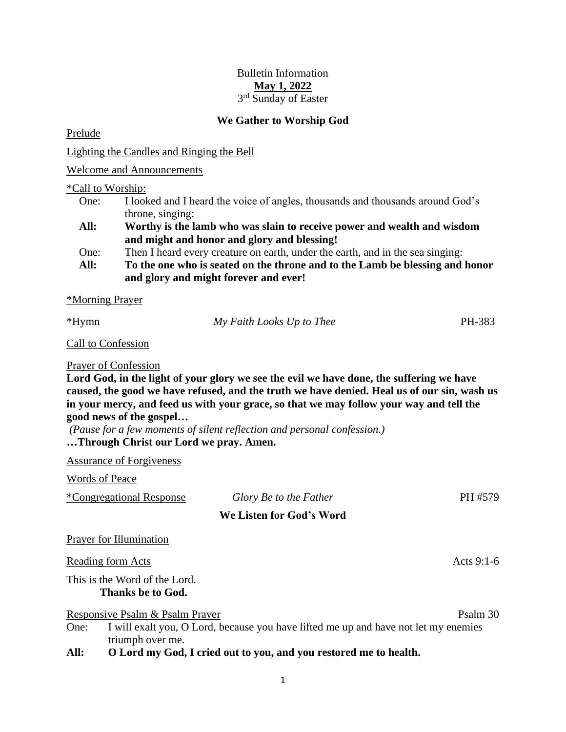Bulletin Information

**May 1, 2022**

3rd Sunday of Easter

## We Gather to Worship God

Prelude

Lighting the Candles and Ringing the Bell

Welcome and Announcements

*Call to Worship:

One: I looked and I heard the voice of angles, thousands and thousands around God's throne, singing:

**All: Worthy is the lamb who was slain to receive power and wealth and wisdom and might and honor and glory and blessing!**

One: Then I heard every creature on earth, under the earth, and in the sea singing:

**All: To the one who is seated on the throne and to the Lamb be blessing and honor and glory and might forever and ever!**

*Morning Prayer

*Hymn *My Faith Looks Up to Thee* PH-383

Call to Confession

Prayer of Confession

**Lord God, in the light of your glory we see the evil we have done, the suffering we have caused, the good we have refused, and the truth we have denied. Heal us of our sin, wash us in your mercy, and feed us with your grace, so that we may follow your way and tell the good news of the gospel…**

*(Pause for a few moments of silent reflection and personal confession.)*

**…Through Christ our Lord we pray. Amen.**

Assurance of Forgiveness

Words of Peace

*Congregational Response *Glory Be to the Father* PH #579

## We Listen for God's Word

Prayer for Illumination

Reading form Acts Acts 9:1-6

This is the Word of the Lord.

**Thanks be to God.**

Responsive Psalm & Psalm Prayer Psalm 30

One: I will exalt you, O Lord, because you have lifted me up and have not let my enemies triumph over me.

**All: O Lord my God, I cried out to you, and you restored me to health.**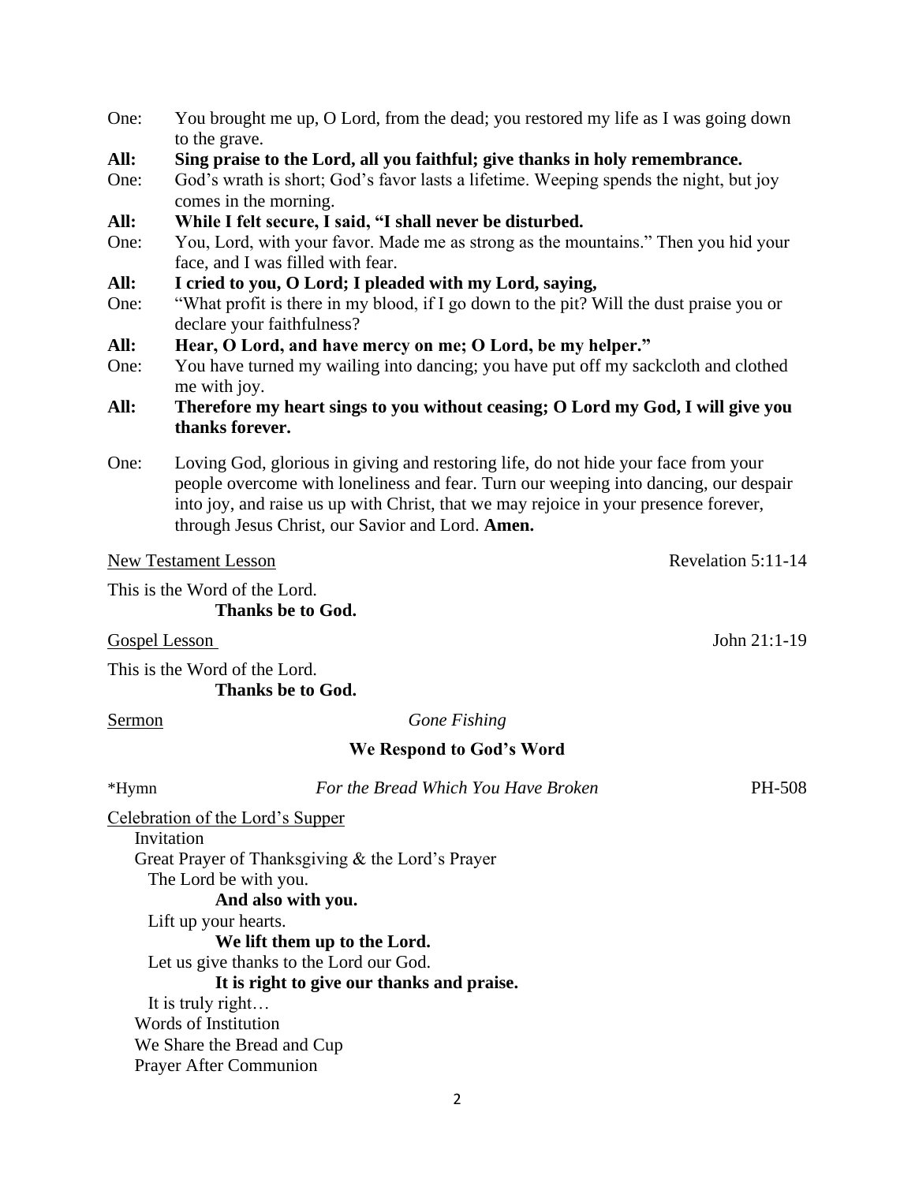One: You brought me up, O Lord, from the dead; you restored my life as I was going down to the grave.

**All: Sing praise to the Lord, all you faithful; give thanks in holy remembrance.**

One: God's wrath is short; God's favor lasts a lifetime. Weeping spends the night, but joy comes in the morning.

**All: While I felt secure, I said, "I shall never be disturbed.**

One: You, Lord, with your favor. Made me as strong as the mountains." Then you hid your face, and I was filled with fear.

**All: I cried to you, O Lord; I pleaded with my Lord, saying,**

One: "What profit is there in my blood, if I go down to the pit? Will the dust praise you or declare your faithfulness?

**All: Hear, O Lord, and have mercy on me; O Lord, be my helper."**

One: You have turned my wailing into dancing; you have put off my sackcloth and clothed me with joy.

**All: Therefore my heart sings to you without ceasing; O Lord my God, I will give you thanks forever.**

One: Loving God, glorious in giving and restoring life, do not hide your face from your people overcome with loneliness and fear. Turn our weeping into dancing, our despair into joy, and raise us up with Christ, that we may rejoice in your presence forever, through Jesus Christ, our Savior and Lord. **Amen.**

New Testament Lesson — Revelation 5:11-14

This is the Word of the Lord.
**Thanks be to God.**

Gospel Lesson — John 21:1-19

This is the Word of the Lord.
**Thanks be to God.**

Sermon — *Gone Fishing*

## We Respond to God's Word

*Hymn — *For the Bread Which You Have Broken* — PH-508

Celebration of the Lord's Supper

Invitation

Great Prayer of Thanksgiving & the Lord's Prayer

The Lord be with you.
**And also with you.**

Lift up your hearts.
**We lift them up to the Lord.**

Let us give thanks to the Lord our God.
**It is right to give our thanks and praise.**

It is truly right…

Words of Institution

We Share the Bread and Cup

Prayer After Communion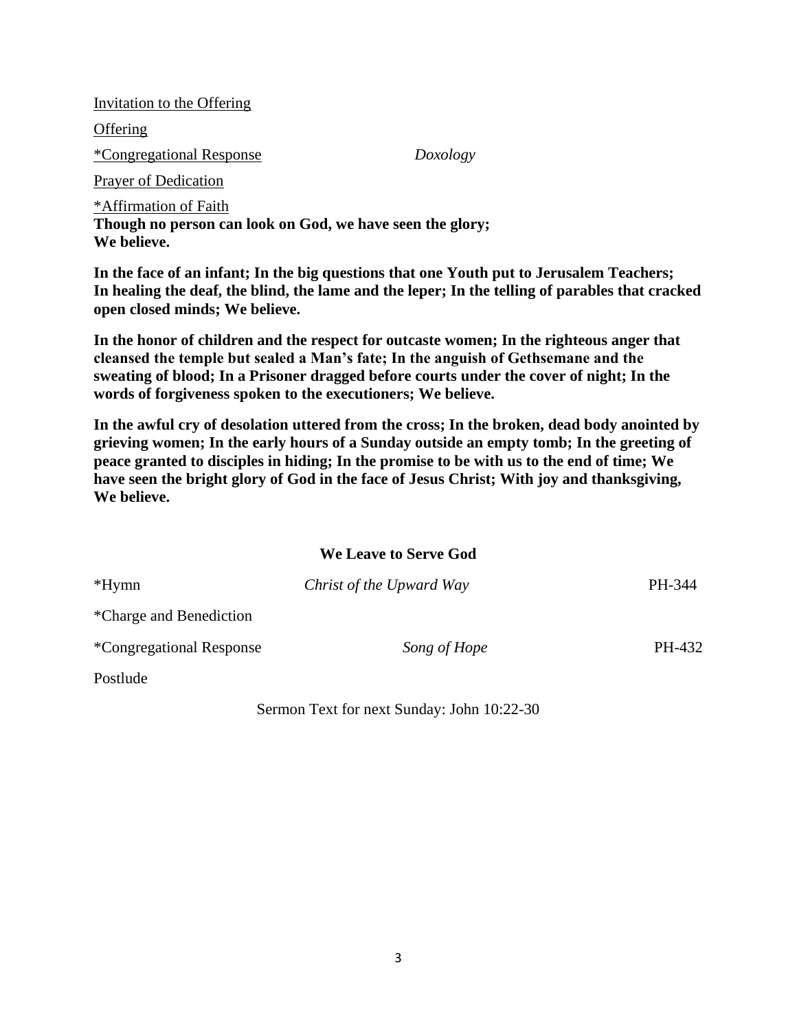<u>Invitation to the Offering</u>

<u>Offering</u>

<u>*Congregational Response</u> *Doxology*

<u>Prayer of Dedication</u>

<u>*Affirmation of Faith</u>

**Though no person can look on God, we have seen the glory;**
**We believe.**

**In the face of an infant; In the big questions that one Youth put to Jerusalem Teachers; In healing the deaf, the blind, the lame and the leper; In the telling of parables that cracked open closed minds; We believe.**

**In the honor of children and the respect for outcaste women; In the righteous anger that cleansed the temple but sealed a Man's fate; In the anguish of Gethsemane and the sweating of blood; In a Prisoner dragged before courts under the cover of night; In the words of forgiveness spoken to the executioners; We believe.**

**In the awful cry of desolation uttered from the cross; In the broken, dead body anointed by grieving women; In the early hours of a Sunday outside an empty tomb; In the greeting of peace granted to disciples in hiding; In the promise to be with us to the end of time; We have seen the bright glory of God in the face of Jesus Christ; With joy and thanksgiving, We believe.**

## We Leave to Serve God

| | | |
|---|---|---|
| *Hymn | *Christ of the Upward Way* | PH-344 |
| *Charge and Benediction | | |
| *Congregational Response | *Song of Hope* | PH-432 |
| Postlude | | |

Sermon Text for next Sunday: John 10:22-30